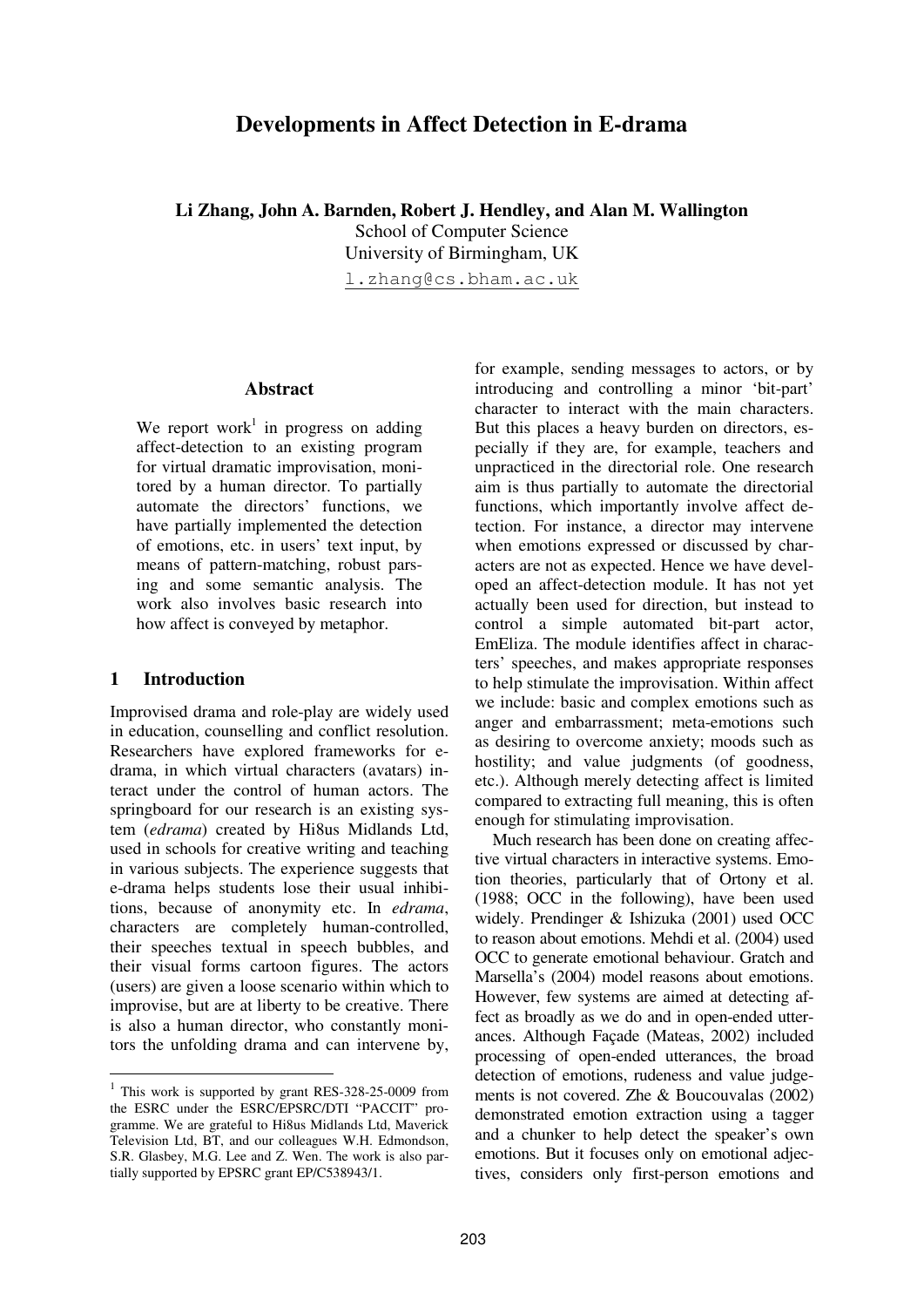# Developments in Affect Detection in E-drama

**Li Zhang, John A. Barnden, Robert J. Hendley, and Alan M. Wallington**
School of Computer Science
University of Birmingham, UK
l.zhang@cs.bham.ac.uk

## Abstract

We report work[1] in progress on adding affect-detection to an existing program for virtual dramatic improvisation, monitored by a human director. To partially automate the directors' functions, we have partially implemented the detection of emotions, etc. in users' text input, by means of pattern-matching, robust parsing and some semantic analysis. The work also involves basic research into how affect is conveyed by metaphor.

## 1 Introduction

Improvised drama and role-play are widely used in education, counselling and conflict resolution. Researchers have explored frameworks for e-drama, in which virtual characters (avatars) interact under the control of human actors. The springboard for our research is an existing system (*edrama*) created by Hi8us Midlands Ltd, used in schools for creative writing and teaching in various subjects. The experience suggests that e-drama helps students lose their usual inhibitions, because of anonymity etc. In *edrama*, characters are completely human-controlled, their speeches textual in speech bubbles, and their visual forms cartoon figures. The actors (users) are given a loose scenario within which to improvise, but are at liberty to be creative. There is also a human director, who constantly monitors the unfolding drama and can intervene by, for example, sending messages to actors, or by introducing and controlling a minor 'bit-part' character to interact with the main characters. But this places a heavy burden on directors, especially if they are, for example, teachers and unpracticed in the directorial role. One research aim is thus partially to automate the directorial functions, which importantly involve affect detection. For instance, a director may intervene when emotions expressed or discussed by characters are not as expected. Hence we have developed an affect-detection module. It has not yet actually been used for direction, but instead to control a simple automated bit-part actor, EmEliza. The module identifies affect in characters' speeches, and makes appropriate responses to help stimulate the improvisation. Within affect we include: basic and complex emotions such as anger and embarrassment; meta-emotions such as desiring to overcome anxiety; moods such as hostility; and value judgments (of goodness, etc.). Although merely detecting affect is limited compared to extracting full meaning, this is often enough for stimulating improvisation.

Much research has been done on creating affective virtual characters in interactive systems. Emotion theories, particularly that of Ortony et al. (1988; OCC in the following), have been used widely. Prendinger & Ishizuka (2001) used OCC to reason about emotions. Mehdi et al. (2004) used OCC to generate emotional behaviour. Gratch and Marsella's (2004) model reasons about emotions. However, few systems are aimed at detecting affect as broadly as we do and in open-ended utterances. Although Façade (Mateas, 2002) included processing of open-ended utterances, the broad detection of emotions, rudeness and value judgements is not covered. Zhe & Boucouvalas (2002) demonstrated emotion extraction using a tagger and a chunker to help detect the speaker's own emotions. But it focuses only on emotional adjectives, considers only first-person emotions and

[1] This work is supported by grant RES-328-25-0009 from the ESRC under the ESRC/EPSRC/DTI "PACCIT" programme. We are grateful to Hi8us Midlands Ltd, Maverick Television Ltd, BT, and our colleagues W.H. Edmondson, S.R. Glasbey, M.G. Lee and Z. Wen. The work is also partially supported by EPSRC grant EP/C538943/1.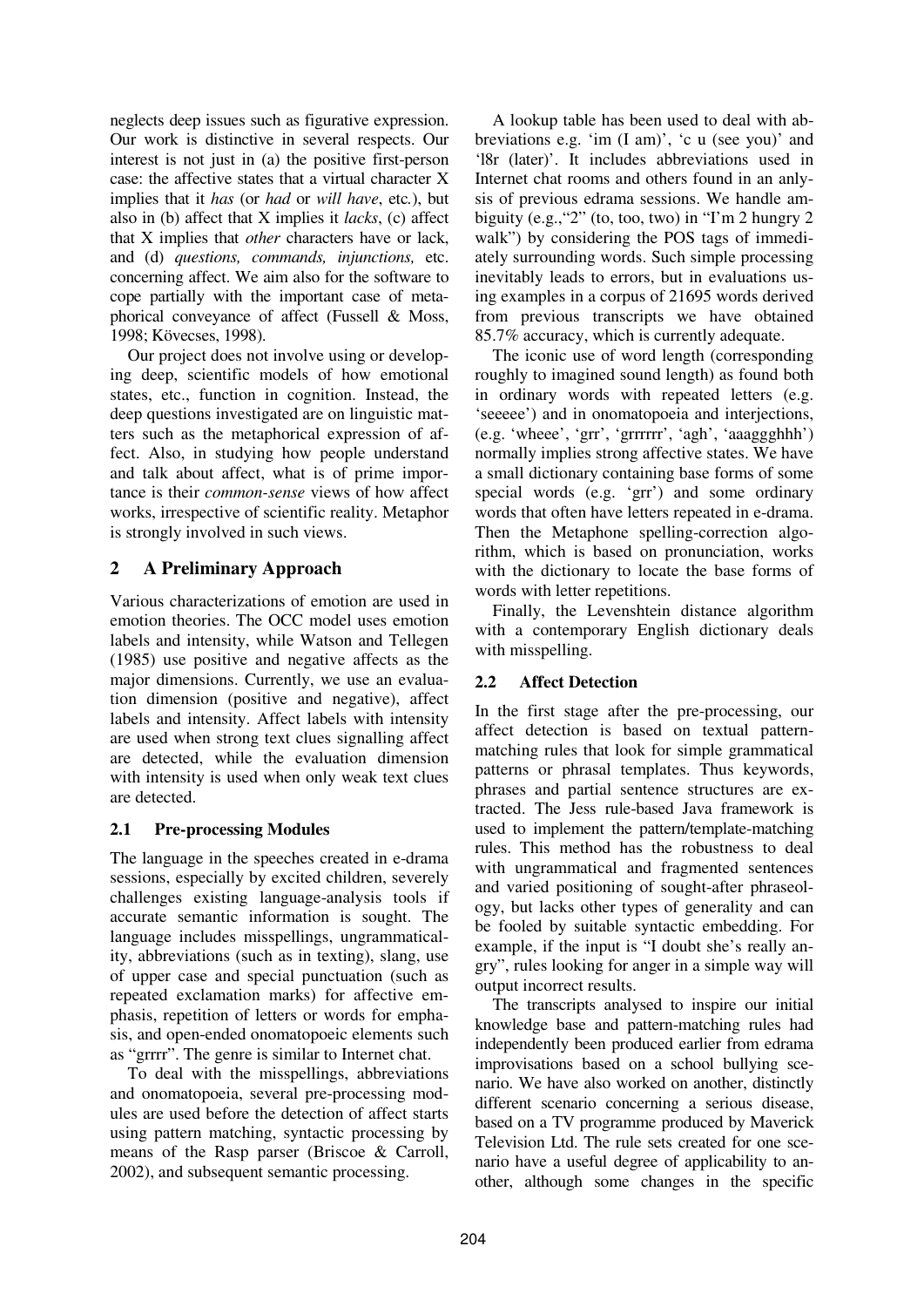neglects deep issues such as figurative expression. Our work is distinctive in several respects. Our interest is not just in (a) the positive first-person case: the affective states that a virtual character X implies that it *has* (or *had* or *will have*, etc.), but also in (b) affect that X implies it *lacks*, (c) affect that X implies that *other* characters have or lack, and (d) *questions, commands, injunctions,* etc. concerning affect. We aim also for the software to cope partially with the important case of metaphorical conveyance of affect (Fussell & Moss, 1998; Kövecses, 1998).

Our project does not involve using or developing deep, scientific models of how emotional states, etc., function in cognition. Instead, the deep questions investigated are on linguistic matters such as the metaphorical expression of affect. Also, in studying how people understand and talk about affect, what is of prime importance is their *common-sense* views of how affect works, irrespective of scientific reality. Metaphor is strongly involved in such views.

## 2 A Preliminary Approach

Various characterizations of emotion are used in emotion theories. The OCC model uses emotion labels and intensity, while Watson and Tellegen (1985) use positive and negative affects as the major dimensions. Currently, we use an evaluation dimension (positive and negative), affect labels and intensity. Affect labels with intensity are used when strong text clues signalling affect are detected, while the evaluation dimension with intensity is used when only weak text clues are detected.

### 2.1 Pre-processing Modules

The language in the speeches created in e-drama sessions, especially by excited children, severely challenges existing language-analysis tools if accurate semantic information is sought. The language includes misspellings, ungrammaticality, abbreviations (such as in texting), slang, use of upper case and special punctuation (such as repeated exclamation marks) for affective emphasis, repetition of letters or words for emphasis, and open-ended onomatopoeic elements such as "grrrr". The genre is similar to Internet chat.

To deal with the misspellings, abbreviations and onomatopoeia, several pre-processing modules are used before the detection of affect starts using pattern matching, syntactic processing by means of the Rasp parser (Briscoe & Carroll, 2002), and subsequent semantic processing.

A lookup table has been used to deal with abbreviations e.g. 'im (I am)', 'c u (see you)' and 'l8r (later)'. It includes abbreviations used in Internet chat rooms and others found in an anlysis of previous edrama sessions. We handle ambiguity (e.g.,"2" (to, too, two) in "I'm 2 hungry 2 walk") by considering the POS tags of immediately surrounding words. Such simple processing inevitably leads to errors, but in evaluations using examples in a corpus of 21695 words derived from previous transcripts we have obtained 85.7% accuracy, which is currently adequate.

The iconic use of word length (corresponding roughly to imagined sound length) as found both in ordinary words with repeated letters (e.g. 'seeeee') and in onomatopoeia and interjections, (e.g. 'wheee', 'grr', 'grrrrrr', 'agh', 'aaaggghhh') normally implies strong affective states. We have a small dictionary containing base forms of some special words (e.g. 'grr') and some ordinary words that often have letters repeated in e-drama. Then the Metaphone spelling-correction algorithm, which is based on pronunciation, works with the dictionary to locate the base forms of words with letter repetitions.

Finally, the Levenshtein distance algorithm with a contemporary English dictionary deals with misspelling.

### 2.2 Affect Detection

In the first stage after the pre-processing, our affect detection is based on textual pattern-matching rules that look for simple grammatical patterns or phrasal templates. Thus keywords, phrases and partial sentence structures are extracted. The Jess rule-based Java framework is used to implement the pattern/template-matching rules. This method has the robustness to deal with ungrammatical and fragmented sentences and varied positioning of sought-after phraseology, but lacks other types of generality and can be fooled by suitable syntactic embedding. For example, if the input is "I doubt she's really angry", rules looking for anger in a simple way will output incorrect results.

The transcripts analysed to inspire our initial knowledge base and pattern-matching rules had independently been produced earlier from edrama improvisations based on a school bullying scenario. We have also worked on another, distinctly different scenario concerning a serious disease, based on a TV programme produced by Maverick Television Ltd. The rule sets created for one scenario have a useful degree of applicability to another, although some changes in the specific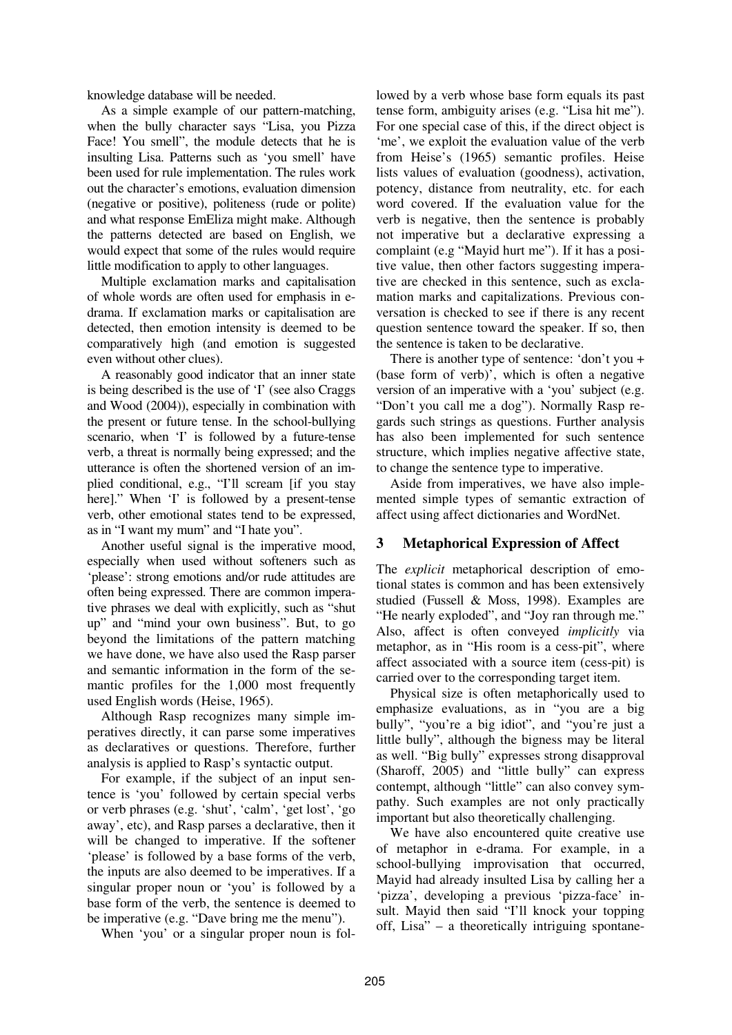knowledge database will be needed.

As a simple example of our pattern-matching, when the bully character says "Lisa, you Pizza Face! You smell", the module detects that he is insulting Lisa. Patterns such as 'you smell' have been used for rule implementation. The rules work out the character's emotions, evaluation dimension (negative or positive), politeness (rude or polite) and what response EmEliza might make. Although the patterns detected are based on English, we would expect that some of the rules would require little modification to apply to other languages.

Multiple exclamation marks and capitalisation of whole words are often used for emphasis in e-drama. If exclamation marks or capitalisation are detected, then emotion intensity is deemed to be comparatively high (and emotion is suggested even without other clues).

A reasonably good indicator that an inner state is being described is the use of 'I' (see also Craggs and Wood (2004)), especially in combination with the present or future tense. In the school-bullying scenario, when 'I' is followed by a future-tense verb, a threat is normally being expressed; and the utterance is often the shortened version of an implied conditional, e.g., "I'll scream [if you stay here]." When 'I' is followed by a present-tense verb, other emotional states tend to be expressed, as in "I want my mum" and "I hate you".

Another useful signal is the imperative mood, especially when used without softeners such as 'please': strong emotions and/or rude attitudes are often being expressed. There are common imperative phrases we deal with explicitly, such as "shut up" and "mind your own business". But, to go beyond the limitations of the pattern matching we have done, we have also used the Rasp parser and semantic information in the form of the semantic profiles for the 1,000 most frequently used English words (Heise, 1965).

Although Rasp recognizes many simple imperatives directly, it can parse some imperatives as declaratives or questions. Therefore, further analysis is applied to Rasp's syntactic output.

For example, if the subject of an input sentence is 'you' followed by certain special verbs or verb phrases (e.g. 'shut', 'calm', 'get lost', 'go away', etc), and Rasp parses a declarative, then it will be changed to imperative. If the softener 'please' is followed by a base forms of the verb, the inputs are also deemed to be imperatives. If a singular proper noun or 'you' is followed by a base form of the verb, the sentence is deemed to be imperative (e.g. "Dave bring me the menu").

When 'you' or a singular proper noun is followed by a verb whose base form equals its past tense form, ambiguity arises (e.g. "Lisa hit me"). For one special case of this, if the direct object is 'me', we exploit the evaluation value of the verb from Heise's (1965) semantic profiles. Heise lists values of evaluation (goodness), activation, potency, distance from neutrality, etc. for each word covered. If the evaluation value for the verb is negative, then the sentence is probably not imperative but a declarative expressing a complaint (e.g "Mayid hurt me"). If it has a positive value, then other factors suggesting imperative are checked in this sentence, such as exclamation marks and capitalizations. Previous conversation is checked to see if there is any recent question sentence toward the speaker. If so, then the sentence is taken to be declarative.

There is another type of sentence: 'don't you + (base form of verb)', which is often a negative version of an imperative with a 'you' subject (e.g. "Don't you call me a dog"). Normally Rasp regards such strings as questions. Further analysis has also been implemented for such sentence structure, which implies negative affective state, to change the sentence type to imperative.

Aside from imperatives, we have also implemented simple types of semantic extraction of affect using affect dictionaries and WordNet.

## 3 Metaphorical Expression of Affect

The *explicit* metaphorical description of emotional states is common and has been extensively studied (Fussell & Moss, 1998). Examples are "He nearly exploded", and "Joy ran through me." Also, affect is often conveyed *implicitly* via metaphor, as in "His room is a cess-pit", where affect associated with a source item (cess-pit) is carried over to the corresponding target item.

Physical size is often metaphorically used to emphasize evaluations, as in "you are a big bully", "you're a big idiot", and "you're just a little bully", although the bigness may be literal as well. "Big bully" expresses strong disapproval (Sharoff, 2005) and "little bully" can express contempt, although "little" can also convey sympathy. Such examples are not only practically important but also theoretically challenging.

We have also encountered quite creative use of metaphor in e-drama. For example, in a school-bullying improvisation that occurred, Mayid had already insulted Lisa by calling her a 'pizza', developing a previous 'pizza-face' insult. Mayid then said "I'll knock your topping off, Lisa" – a theoretically intriguing spontane-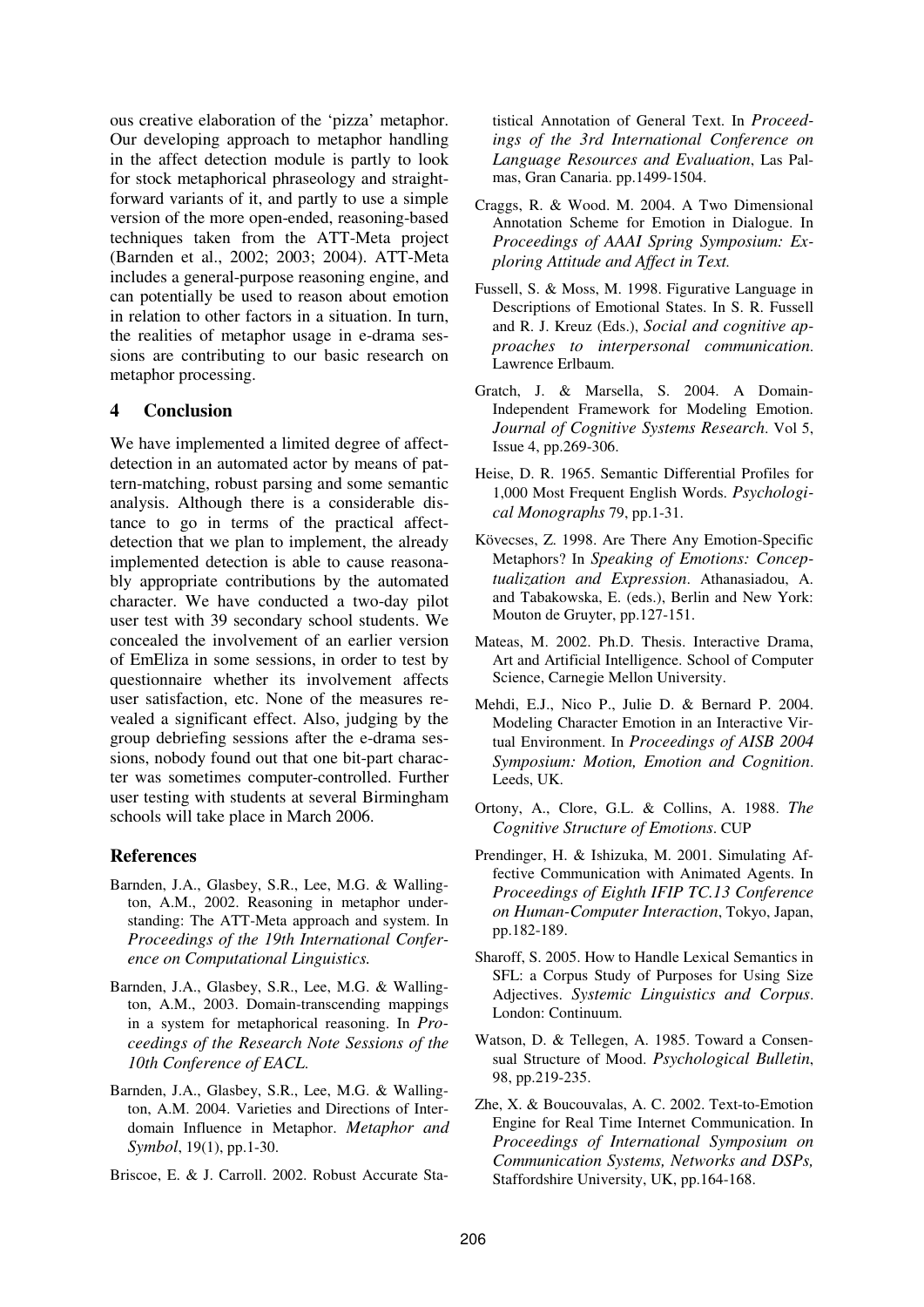ous creative elaboration of the 'pizza' metaphor. Our developing approach to metaphor handling in the affect detection module is partly to look for stock metaphorical phraseology and straightforward variants of it, and partly to use a simple version of the more open-ended, reasoning-based techniques taken from the ATT-Meta project (Barnden et al., 2002; 2003; 2004). ATT-Meta includes a general-purpose reasoning engine, and can potentially be used to reason about emotion in relation to other factors in a situation. In turn, the realities of metaphor usage in e-drama sessions are contributing to our basic research on metaphor processing.

## 4 Conclusion

We have implemented a limited degree of affect-detection in an automated actor by means of pattern-matching, robust parsing and some semantic analysis. Although there is a considerable distance to go in terms of the practical affect-detection that we plan to implement, the already implemented detection is able to cause reasonably appropriate contributions by the automated character. We have conducted a two-day pilot user test with 39 secondary school students. We concealed the involvement of an earlier version of EmEliza in some sessions, in order to test by questionnaire whether its involvement affects user satisfaction, etc. None of the measures revealed a significant effect. Also, judging by the group debriefing sessions after the e-drama sessions, nobody found out that one bit-part character was sometimes computer-controlled. Further user testing with students at several Birmingham schools will take place in March 2006.

## References

Barnden, J.A., Glasbey, S.R., Lee, M.G. & Wallington, A.M., 2002. Reasoning in metaphor understanding: The ATT-Meta approach and system. In *Proceedings of the 19th International Conference on Computational Linguistics.*

Barnden, J.A., Glasbey, S.R., Lee, M.G. & Wallington, A.M., 2003. Domain-transcending mappings in a system for metaphorical reasoning. In *Proceedings of the Research Note Sessions of the 10th Conference of EACL.*

Barnden, J.A., Glasbey, S.R., Lee, M.G. & Wallington, A.M. 2004. Varieties and Directions of Interdomain Influence in Metaphor. *Metaphor and Symbol*, 19(1), pp.1-30.

Briscoe, E. & J. Carroll. 2002. Robust Accurate Statistical Annotation of General Text. In *Proceedings of the 3rd International Conference on Language Resources and Evaluation*, Las Palmas, Gran Canaria. pp.1499-1504.

Craggs, R. & Wood. M. 2004. A Two Dimensional Annotation Scheme for Emotion in Dialogue. In *Proceedings of AAAI Spring Symposium: Exploring Attitude and Affect in Text.*

Fussell, S. & Moss, M. 1998. Figurative Language in Descriptions of Emotional States. In S. R. Fussell and R. J. Kreuz (Eds.), *Social and cognitive approaches to interpersonal communication*. Lawrence Erlbaum.

Gratch, J. & Marsella, S. 2004. A Domain-Independent Framework for Modeling Emotion. *Journal of Cognitive Systems Research*. Vol 5, Issue 4, pp.269-306.

Heise, D. R. 1965. Semantic Differential Profiles for 1,000 Most Frequent English Words. *Psychological Monographs* 79, pp.1-31.

Kövecses, Z. 1998. Are There Any Emotion-Specific Metaphors? In *Speaking of Emotions: Conceptualization and Expression*. Athanasiadou, A. and Tabakowska, E. (eds.), Berlin and New York: Mouton de Gruyter, pp.127-151.

Mateas, M. 2002. Ph.D. Thesis. Interactive Drama, Art and Artificial Intelligence. School of Computer Science, Carnegie Mellon University.

Mehdi, E.J., Nico P., Julie D. & Bernard P. 2004. Modeling Character Emotion in an Interactive Virtual Environment. In *Proceedings of AISB 2004 Symposium: Motion, Emotion and Cognition*. Leeds, UK.

Ortony, A., Clore, G.L. & Collins, A. 1988. *The Cognitive Structure of Emotions*. CUP

Prendinger, H. & Ishizuka, M. 2001. Simulating Affective Communication with Animated Agents. In *Proceedings of Eighth IFIP TC.13 Conference on Human-Computer Interaction*, Tokyo, Japan, pp.182-189.

Sharoff, S. 2005. How to Handle Lexical Semantics in SFL: a Corpus Study of Purposes for Using Size Adjectives. *Systemic Linguistics and Corpus*. London: Continuum.

Watson, D. & Tellegen, A. 1985. Toward a Consensual Structure of Mood. *Psychological Bulletin*, 98, pp.219-235.

Zhe, X. & Boucouvalas, A. C. 2002. Text-to-Emotion Engine for Real Time Internet Communication. In *Proceedings of International Symposium on Communication Systems, Networks and DSPs,* Staffordshire University, UK, pp.164-168.